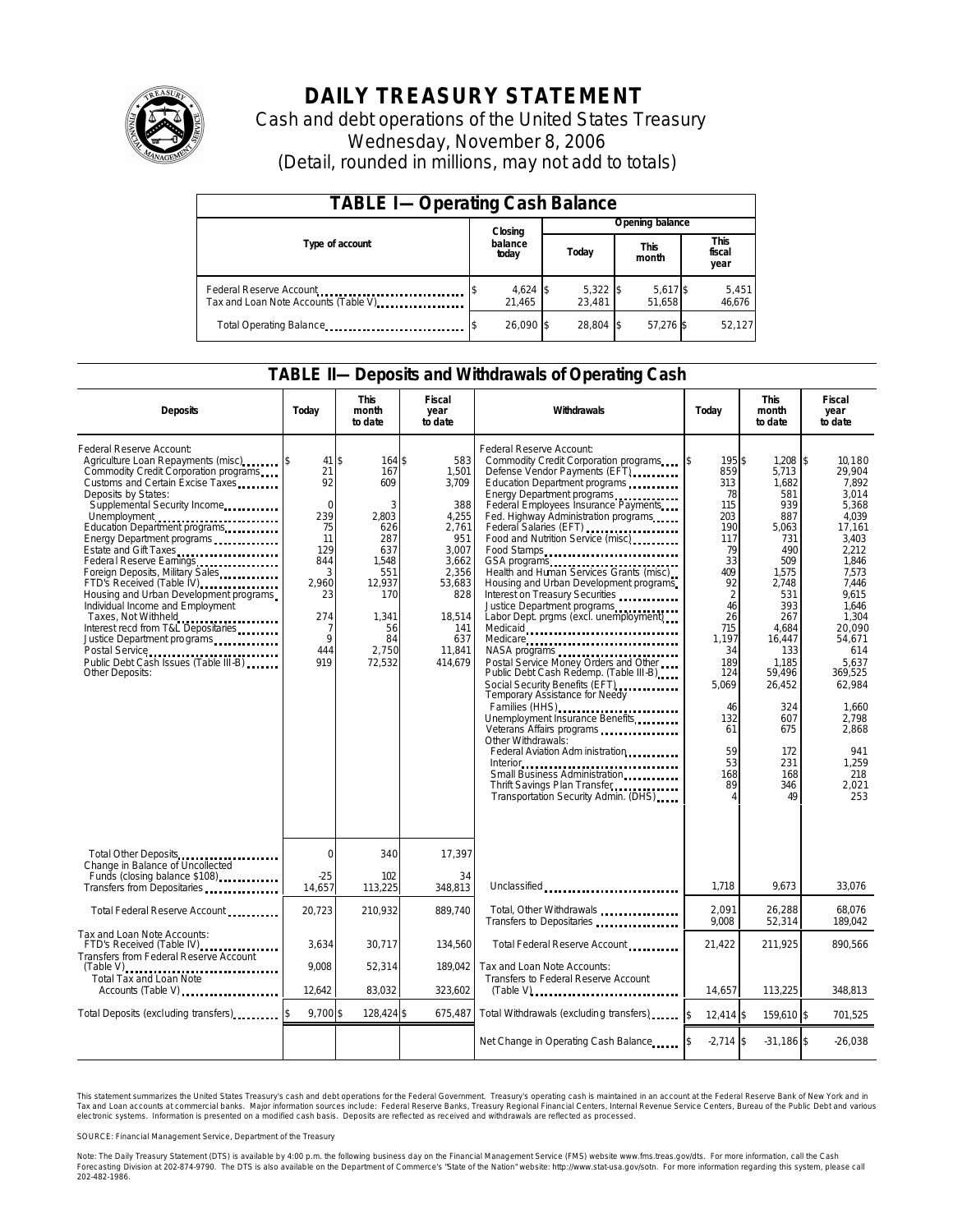# DAILY TREASURY STATEMENT

Cash and debt operations of the United States Treasury
Wednesday, November 8, 2006
(Detail, rounded in millions, may not add to totals)

## TABLE I—Operating Cash Balance

| Type of account | Closing balance today | Opening balance Today | Opening balance This month | Opening balance This fiscal year |
|---|---|---|---|---|
| Federal Reserve Account | $ 4,624 | $ 5,322 | $ 5,617 | $ 5,451 |
| Tax and Loan Note Accounts (Table V) | 21,465 | 23,481 | 51,658 | 46,676 |
| Total Operating Balance | $ 26,090 | $ 28,804 | $ 57,276 | $ 52,127 |

## TABLE II—Deposits and Withdrawals of Operating Cash

| Deposits | Today | This month to date | Fiscal year to date |
|---|---|---|---|
| Federal Reserve Account: | | | |
| Agriculture Loan Repayments (misc) | $ 41 | $ 164 | $ 583 |
| Commodity Credit Corporation programs | 21 | 167 | 1,501 |
| Customs and Certain Excise Taxes | 92 | 609 | 3,709 |
| Deposits by States: | | | |
| Supplemental Security Income | 0 | 3 | 388 |
| Unemployment | 239 | 2,803 | 4,255 |
| Education Department programs | 75 | 626 | 2,761 |
| Energy Department programs | 11 | 287 | 951 |
| Estate and Gift Taxes | 129 | 637 | 3,007 |
| Federal Reserve Earnings | 844 | 1,548 | 3,662 |
| Foreign Deposits, Military Sales | 3 | 551 | 2,356 |
| FTD's Received (Table IV) | 2,960 | 12,937 | 53,683 |
| Housing and Urban Development programs | 23 | 170 | 828 |
| Individual Income and Employment Taxes, Not Withheld | 274 | 1,341 | 18,514 |
| Interest recd from T&L Depositaries | 7 | 56 | 141 |
| Justice Department programs | 9 | 84 | 637 |
| Postal Service | 444 | 2,750 | 11,841 |
| Public Debt Cash Issues (Table III-B) | 919 | 72,532 | 414,679 |
| Other Deposits: | | | |
| Total Other Deposits | 0 | 340 | 17,397 |
| Change in Balance of Uncollected Funds (closing balance $108) | -25 | 102 | 34 |
| Transfers from Depositaries | 14,657 | 113,225 | 348,813 |
| Total Federal Reserve Account | 20,723 | 210,932 | 889,740 |
| Tax and Loan Note Accounts: | | | |
| FTD's Received (Table IV) | 3,634 | 30,717 | 134,560 |
| Transfers from Federal Reserve Account (Table V) | 9,008 | 52,314 | 189,042 |
| Total Tax and Loan Note Accounts (Table V) | 12,642 | 83,032 | 323,602 |
| Total Deposits (excluding transfers) | $ 9,700 | $ 128,424 | $ 675,487 |

| Withdrawals | Today | This month to date | Fiscal year to date |
|---|---|---|---|
| Federal Reserve Account: | | | |
| Commodity Credit Corporation programs | $ 195 | $ 1,208 | $ 10,180 |
| Defense Vendor Payments (EFT) | 859 | 5,713 | 29,904 |
| Education Department programs | 313 | 1,682 | 7,892 |
| Energy Department programs | 78 | 581 | 3,014 |
| Federal Employees Insurance Payments | 115 | 939 | 5,368 |
| Fed. Highway Administration programs | 203 | 887 | 4,039 |
| Federal Salaries (EFT) | 190 | 5,063 | 17,161 |
| Food and Nutrition Service (misc) | 117 | 731 | 3,403 |
| Food Stamps | 79 | 490 | 2,212 |
| GSA programs | 33 | 509 | 1,846 |
| Health and Human Services Grants (misc) | 409 | 1,575 | 7,573 |
| Housing and Urban Development programs | 92 | 2,748 | 7,446 |
| Interest on Treasury Securities | 2 | 531 | 9,615 |
| Justice Department programs | 46 | 393 | 1,646 |
| Labor Dept. prgms (excl. unemployment) | 26 | 267 | 1,304 |
| Medicaid | 715 | 4,684 | 20,090 |
| Medicare | 1,197 | 16,447 | 54,671 |
| NASA programs | 34 | 133 | 614 |
| Postal Service Money Orders and Other | 189 | 1,185 | 5,637 |
| Public Debt Cash Redemp. (Table III-B) | 124 | 59,496 | 369,525 |
| Social Security Benefits (EFT) | 5,069 | 26,452 | 62,984 |
| Temporary Assistance for Needy Families (HHS) | 46 | 324 | 1,660 |
| Unemployment Insurance Benefits | 132 | 607 | 2,798 |
| Veterans Affairs programs | 61 | 675 | 2,868 |
| Other Withdrawals: | | | |
| Federal Aviation Administration | 59 | 172 | 941 |
| Interior | 53 | 231 | 1,259 |
| Small Business Administration | 168 | 168 | 218 |
| Thrift Savings Plan Transfer | 89 | 346 | 2,021 |
| Transportation Security Admin. (DHS) | 4 | 49 | 253 |
| Unclassified | 1,718 | 9,673 | 33,076 |
| Total, Other Withdrawals | 2,091 | 26,288 | 68,076 |
| Transfers to Depositaries | 9,008 | 52,314 | 189,042 |
| Total Federal Reserve Account | 21,422 | 211,925 | 890,566 |
| Tax and Loan Note Accounts: | | | |
| Transfers to Federal Reserve Account (Table V) | 14,657 | 113,225 | 348,813 |
| Total Withdrawals (excluding transfers) | $ 12,414 | $ 159,610 | $ 701,525 |
| Net Change in Operating Cash Balance | $ -2,714 | $ -31,186 | $ -26,038 |

This statement summarizes the United States Treasury's cash and debt operations for the Federal Government. Treasury's operating cash is maintained in an account at the Federal Reserve Bank of New York and in Tax and Loan accounts at commercial banks. Major information sources include: Federal Reserve Banks, Treasury Regional Financial Centers, Internal Revenue Service Centers, Bureau of the Public Debt and various electronic systems. Information is presented on a modified cash basis. Deposits are reflected as received and withdrawals are reflected as processed.

SOURCE: Financial Management Service, Department of the Treasury

Note: The Daily Treasury Statement (DTS) is available by 4:00 p.m. the following business day on the Financial Management Service (FMS) website www.fms.treas.gov/dts. For more information, call the Cash Forecasting Division at 202-874-9790. The DTS is also available on the Department of Commerce's "State of the Nation" website: http://www.stat-usa.gov/sotn. For more information regarding this system, please call 202-482-1986.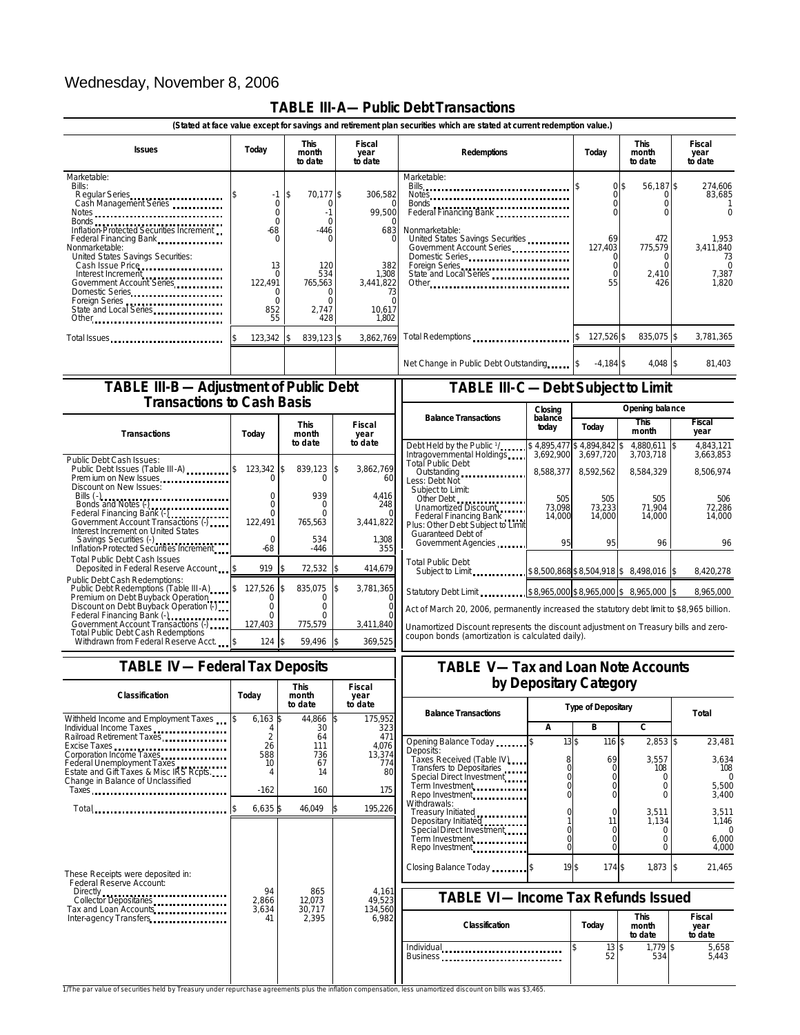Wednesday, November 8, 2006

## TABLE III-A— Public Debt Transactions

(Stated at face value except for savings and retirement plan securities which are stated at current redemption value.)

| Issues | Today | This month to date | Fiscal year to date | Redemptions | Today | This month to date | Fiscal year to date |
|---|---|---|---|---|---|---|---|
| Marketable: | | | | Marketable: | | | |
| Bills: | | | | Bills | $ 0 | $ 56,187 | $ 274,606 |
| Regular Series | $ -1 | $ 70,177 | $ 306,582 | Notes | 0 | 0 | 83,685 |
| Cash Management Series | 0 | 0 | 0 | Bonds | 0 | 0 | 1 |
| Notes | 0 | -1 | 99,500 | Federal Financing Bank | 0 | 0 | 0 |
| Bonds | 0 | 0 | 0 | | | | |
| Inflation-Protected Securities Increment | -68 | -446 | 683 | Nonmarketable: | | | |
| Federal Financing Bank | 0 | 0 | 0 | United States Savings Securities | 69 | 472 | 1,953 |
| Nonmarketable: | | | | Government Account Series | 127,403 | 775,579 | 3,411,840 |
| United States Savings Securities: | | | | Domestic Series | 0 | 0 | 73 |
| Cash Issue Price | 13 | 120 | 382 | Foreign Series | 0 | 0 | 0 |
| Interest Increment | 0 | 534 | 1,308 | State and Local Series | 0 | 2,410 | 7,387 |
| Government Account Series | 122,491 | 765,563 | 3,441,822 | Other | 55 | 426 | 1,820 |
| Domestic Series | 0 | 0 | 73 | | | | |
| Foreign Series | 0 | 0 | 0 | | | | |
| State and Local Series | 852 | 2,747 | 10,617 | | | | |
| Other | 55 | 428 | 1,802 | | | | |
| Total Issues | $ 123,342 | $ 839,123 | $ 3,862,769 | Total Redemptions | $ 127,526 | $ 835,075 | $ 3,781,365 |
| | | | | Net Change in Public Debt Outstanding | $ -4,184 | $ 4,048 | $ 81,403 |

## TABLE III-B — Adjustment of Public Debt Transactions to Cash Basis

| Transactions | Today | This month to date | Fiscal year to date |
|---|---|---|---|
| Public Debt Cash Issues: | | | |
| Public Debt Issues (Table III-A) | $ 123,342 | $ 839,123 | $ 3,862,769 |
| Premium on New Issues | 0 | 0 | 60 |
| Discount on New Issues: | | | |
| Bills (-) | 0 | 939 | 4,416 |
| Bonds and Notes (-) | 0 | 0 | 248 |
| Federal Financing Bank (-) | 0 | 0 | 0 |
| Government Account Transactions (-) | 122,491 | 765,563 | 3,441,822 |
| Interest Increment on United States Savings Securities (-) | 0 | 534 | 1,308 |
| Inflation-Protected Securities Increment | -68 | -446 | 355 |
| Total Public Debt Cash Issues Deposited in Federal Reserve Account | $ 919 | $ 72,532 | $ 414,679 |
| Public Debt Cash Redemptions: | | | |
| Public Debt Redemptions (Table III-A) | $ 127,526 | $ 835,075 | $ 3,781,365 |
| Premium on Debt Buyback Operation | 0 | 0 | 0 |
| Discount on Debt Buyback Operation (-) | 0 | 0 | 0 |
| Federal Financing Bank (-) | 0 | 0 | 0 |
| Government Account Transactions (-) | 127,403 | 775,579 | 3,411,840 |
| Total Public Debt Cash Redemptions Withdrawn from Federal Reserve Acct. | $ 124 | $ 59,496 | $ 369,525 |

## TABLE III-C — Debt Subject to Limit

| Balance Transactions | Closing balance today | Opening balance Today | Opening balance This month | Opening balance Fiscal year |
|---|---|---|---|---|
| Debt Held by the Public [1] | $ 4,895,477 | $ 4,894,842 | $ 4,880,611 | $ 4,843,121 |
| Intragovernmental Holdings | 3,692,900 | 3,697,720 | 3,703,718 | 3,663,853 |
| Total Public Debt Outstanding | 8,588,377 | 8,592,562 | 8,584,329 | 8,506,974 |
| Less: Debt Not Subject to Limit: | | | | |
| Other Debt | 505 | 505 | 505 | 506 |
| Unamortized Discount | 73,098 | 73,233 | 71,904 | 72,286 |
| Federal Financing Bank | 14,000 | 14,000 | 14,000 | 14,000 |
| Plus: Other Debt Subject to Limit | | | | |
| Guaranteed Debt of Government Agencies | 95 | 95 | 96 | 96 |
| Total Public Debt Subject to Limit | $ 8,500,868 | $ 8,504,918 | $ 8,498,016 | $ 8,420,278 |
| Statutory Debt Limit | $ 8,965,000 | $ 8,965,000 | $ 8,965,000 | $ 8,965,000 |

Act of March 20, 2006, permanently increased the statutory debt limit to $8,965 billion.

Unamortized Discount represents the discount adjustment on Treasury bills and zero-coupon bonds (amortization is calculated daily).

## TABLE IV — Federal Tax Deposits

| Classification | Today | This month to date | Fiscal year to date |
|---|---|---|---|
| Withheld Income and Employment Taxes | $ 6,163 | $ 44,866 | $ 175,952 |
| Individual Income Taxes | 4 | 30 | 323 |
| Railroad Retirement Taxes | 2 | 64 | 471 |
| Excise Taxes | 26 | 111 | 4,076 |
| Corporation Income Taxes | 588 | 736 | 13,374 |
| Federal Unemployment Taxes | 10 | 67 | 774 |
| Estate and Gift Taxes & Misc IRS Rcpts. | 4 | 14 | 80 |
| Change in Balance of Unclassified Taxes | -162 | 160 | 175 |
| Total | $ 6,635 | $ 46,049 | $ 195,226 |
| These Receipts were deposited in: | | | |
| Federal Reserve Account: | | | |
| Directly | 94 | 865 | 4,161 |
| Collector Depositaries | 2,866 | 12,073 | 49,523 |
| Tax and Loan Accounts | 3,634 | 30,717 | 134,560 |
| Inter-agency Transfers | 41 | 2,395 | 6,982 |

## TABLE V— Tax and Loan Note Accounts by Depositary Category

| Balance Transactions | Type of Depositary A | Type of Depositary B | Type of Depositary C | Total |
|---|---|---|---|---|
| Opening Balance Today | $ 13 | $ 116 | $ 2,853 | $ 23,481 |
| Deposits: | | | | |
| Taxes Received (Table IV) | 8 | 69 | 3,557 | 3,634 |
| Transfers to Depositaries | 0 | 0 | 108 | 108 |
| Special Direct Investment | 0 | 0 | 0 | 0 |
| Term Investment | 0 | 0 | 0 | 5,500 |
| Repo Investment | 0 | 0 | 0 | 3,400 |
| Withdrawals: | | | | |
| Treasury Initiated | 0 | 0 | 3,511 | 3,511 |
| Depositary Initiated | 1 | 11 | 1,134 | 1,146 |
| Special Direct Investment | 0 | 0 | 0 | 0 |
| Term Investment | 0 | 0 | 0 | 6,000 |
| Repo Investment | 0 | 0 | 0 | 4,000 |
| Closing Balance Today | $ 19 | $ 174 | $ 1,873 | $ 21,465 |

## TABLE VI— Income Tax Refunds Issued

| Classification | Today | This month to date | Fiscal year to date |
|---|---|---|---|
| Individual | $ 13 | $ 1,779 | $ 5,658 |
| Business | 52 | 534 | 5,443 |

1/The par value of securities held by Treasury under repurchase agreements plus the inflation compensation, less unamortized discount on bills was $3,465.